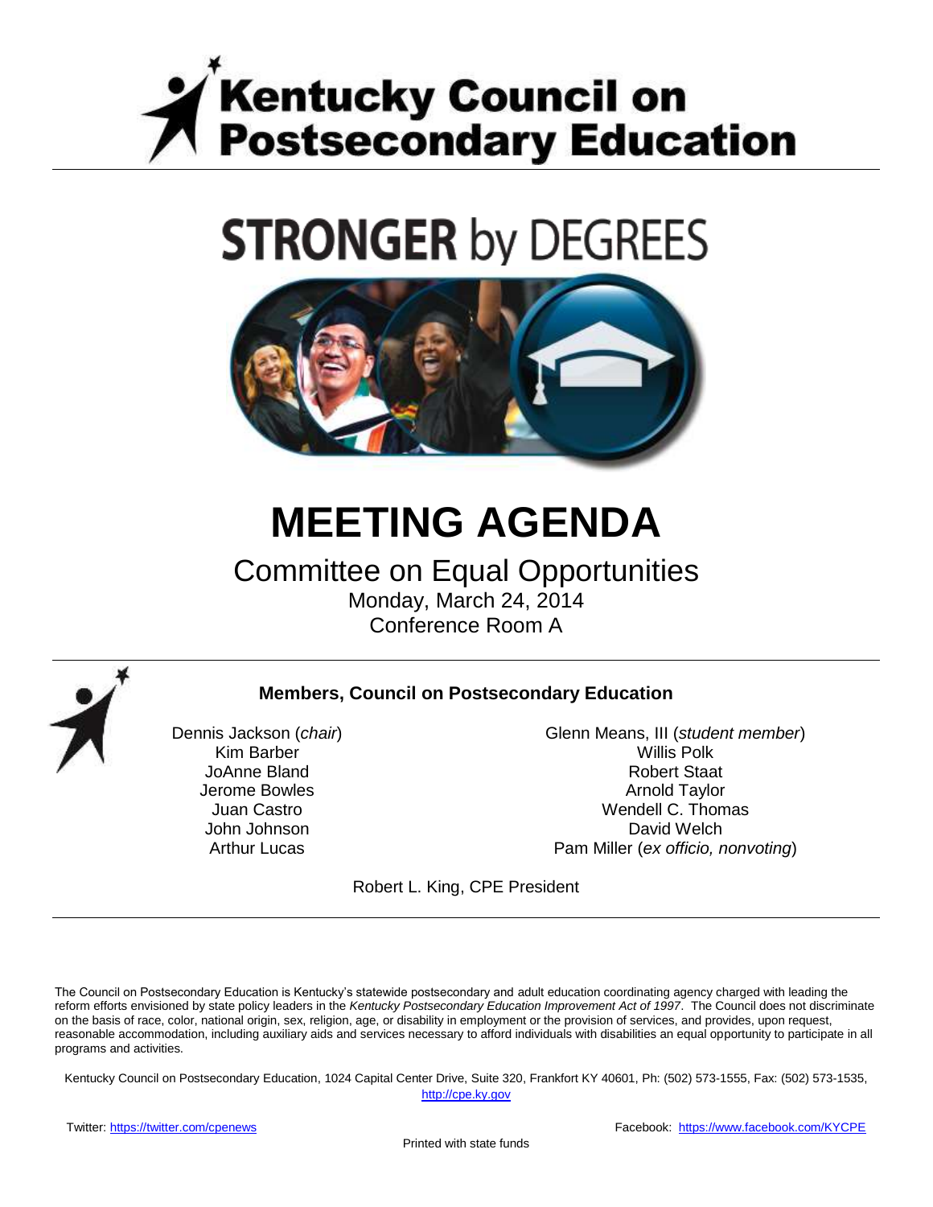# Kentucky Council on Postsecondary Education

STRONGER by DEGREES

# MEETING AGENDA

## Committee on Equal Opportunities

Monday, March 24, 2014

Conference Room A

### Members, Council on Postsecondary Education

Dennis Jackson (*chair*)
Kim Barber
JoAnne Bland
Jerome Bowles
Juan Castro
John Johnson
Arthur Lucas
Glenn Means, III (*student member*)
Willis Polk
Robert Staat
Arnold Taylor
Wendell C. Thomas
David Welch
Pam Miller (*ex officio, nonvoting*)

Robert L. King, CPE President

The Council on Postsecondary Education is Kentucky's statewide postsecondary and adult education coordinating agency charged with leading the reform efforts envisioned by state policy leaders in the *Kentucky Postsecondary Education Improvement Act of 1997*. The Council does not discriminate on the basis of race, color, national origin, sex, religion, age, or disability in employment or the provision of services, and provides, upon request, reasonable accommodation, including auxiliary aids and services necessary to afford individuals with disabilities an equal opportunity to participate in all programs and activities.

Kentucky Council on Postsecondary Education, 1024 Capital Center Drive, Suite 320, Frankfort KY 40601, Ph: (502) 573-1555, Fax: (502) 573-1535, http://cpe.ky.gov

Twitter: https://twitter.com/cpenews

Facebook: https://www.facebook.com/KYCPE

Printed with state funds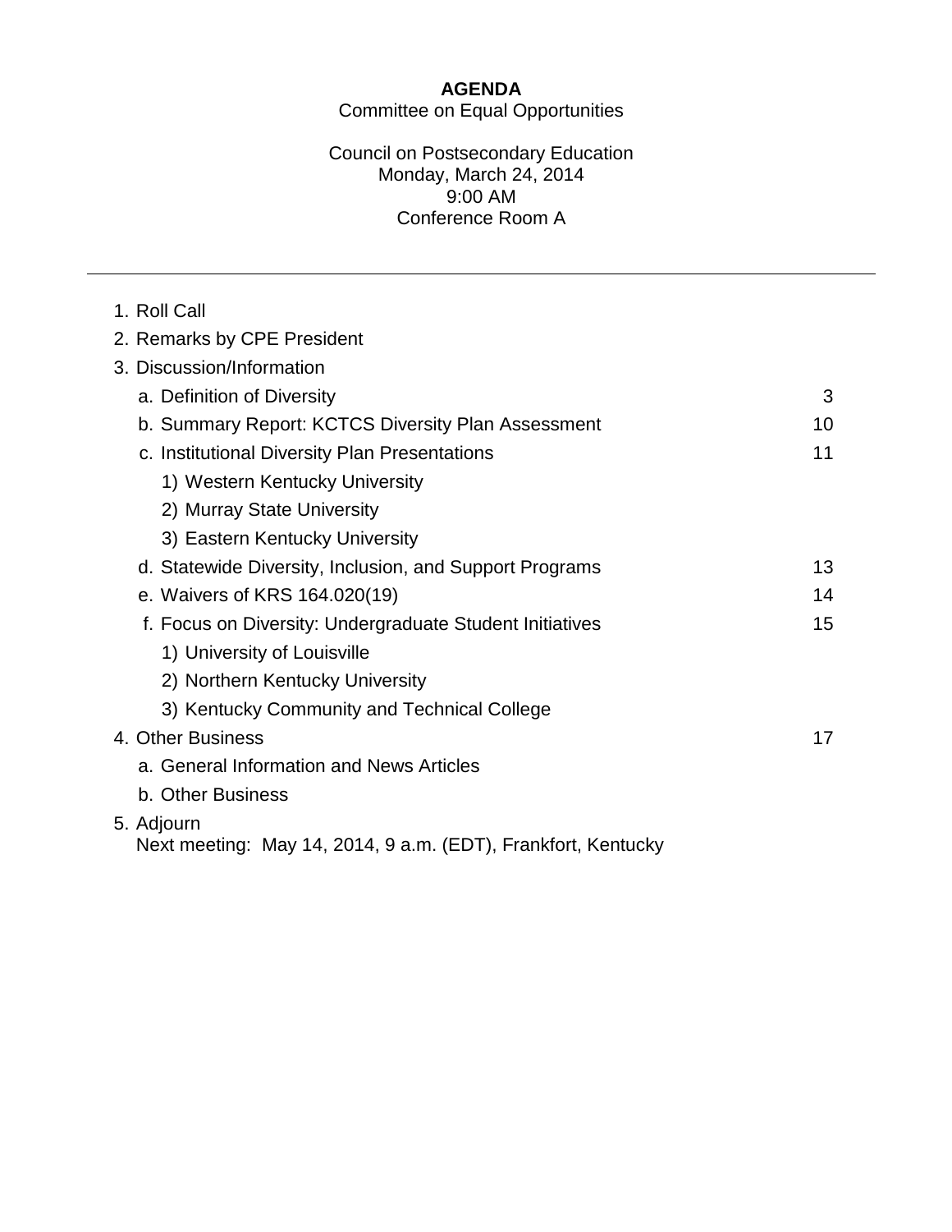# AGENDA

Committee on Equal Opportunities

Council on Postsecondary Education
Monday, March 24, 2014
9:00 AM
Conference Room A

---

1. Roll Call
2. Remarks by CPE President
3. Discussion/Information
   a. Definition of Diversity — 3
   b. Summary Report: KCTCS Diversity Plan Assessment — 10
   c. Institutional Diversity Plan Presentations — 11
      1) Western Kentucky University
      2) Murray State University
      3) Eastern Kentucky University
   d. Statewide Diversity, Inclusion, and Support Programs — 13
   e. Waivers of KRS 164.020(19) — 14
   f. Focus on Diversity: Undergraduate Student Initiatives — 15
      1) University of Louisville
      2) Northern Kentucky University
      3) Kentucky Community and Technical College
4. Other Business — 17
   a. General Information and News Articles
   b. Other Business
5. Adjourn
   Next meeting: May 14, 2014, 9 a.m. (EDT), Frankfort, Kentucky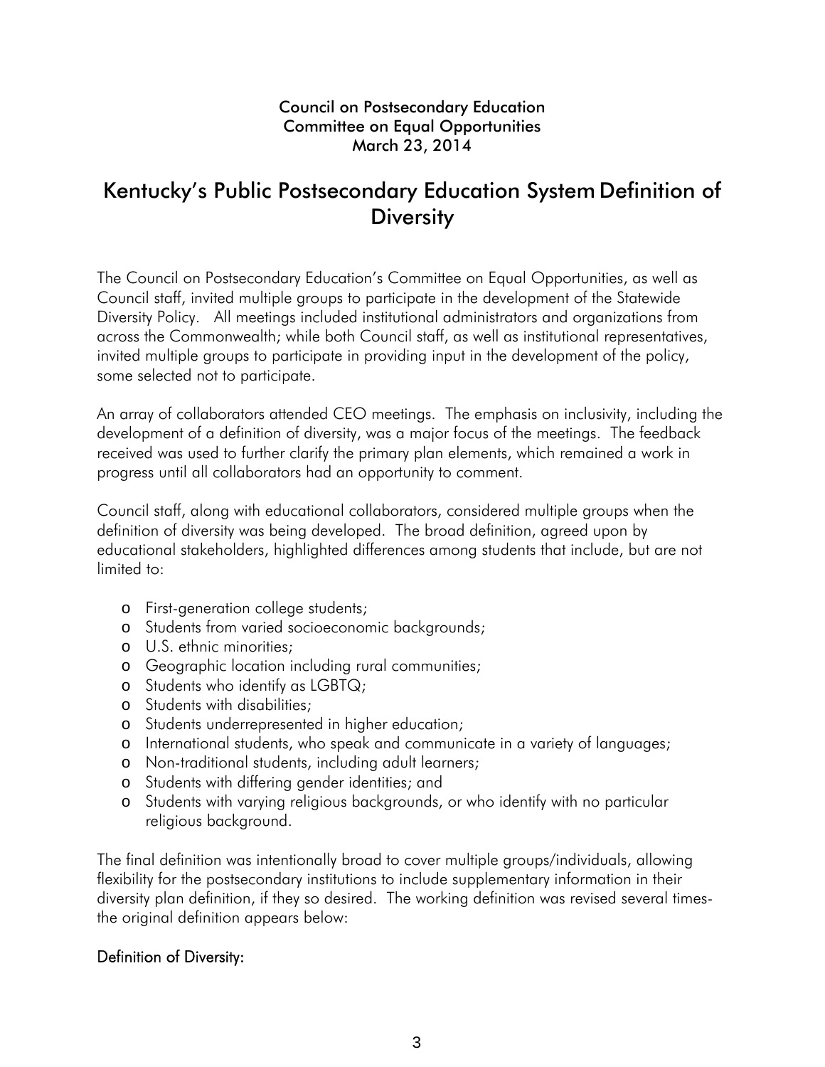Council on Postsecondary Education
Committee on Equal Opportunities
March 23, 2014

# Kentucky's Public Postsecondary Education System Definition of Diversity

The Council on Postsecondary Education's Committee on Equal Opportunities, as well as Council staff, invited multiple groups to participate in the development of the Statewide Diversity Policy. All meetings included institutional administrators and organizations from across the Commonwealth; while both Council staff, as well as institutional representatives, invited multiple groups to participate in providing input in the development of the policy, some selected not to participate.

An array of collaborators attended CEO meetings. The emphasis on inclusivity, including the development of a definition of diversity, was a major focus of the meetings. The feedback received was used to further clarify the primary plan elements, which remained a work in progress until all collaborators had an opportunity to comment.

Council staff, along with educational collaborators, considered multiple groups when the definition of diversity was being developed. The broad definition, agreed upon by educational stakeholders, highlighted differences among students that include, but are not limited to:

- First-generation college students;
- Students from varied socioeconomic backgrounds;
- U.S. ethnic minorities;
- Geographic location including rural communities;
- Students who identify as LGBTQ;
- Students with disabilities;
- Students underrepresented in higher education;
- International students, who speak and communicate in a variety of languages;
- Non-traditional students, including adult learners;
- Students with differing gender identities; and
- Students with varying religious backgrounds, or who identify with no particular religious background.

The final definition was intentionally broad to cover multiple groups/individuals, allowing flexibility for the postsecondary institutions to include supplementary information in their diversity plan definition, if they so desired. The working definition was revised several times- the original definition appears below:

## Definition of Diversity: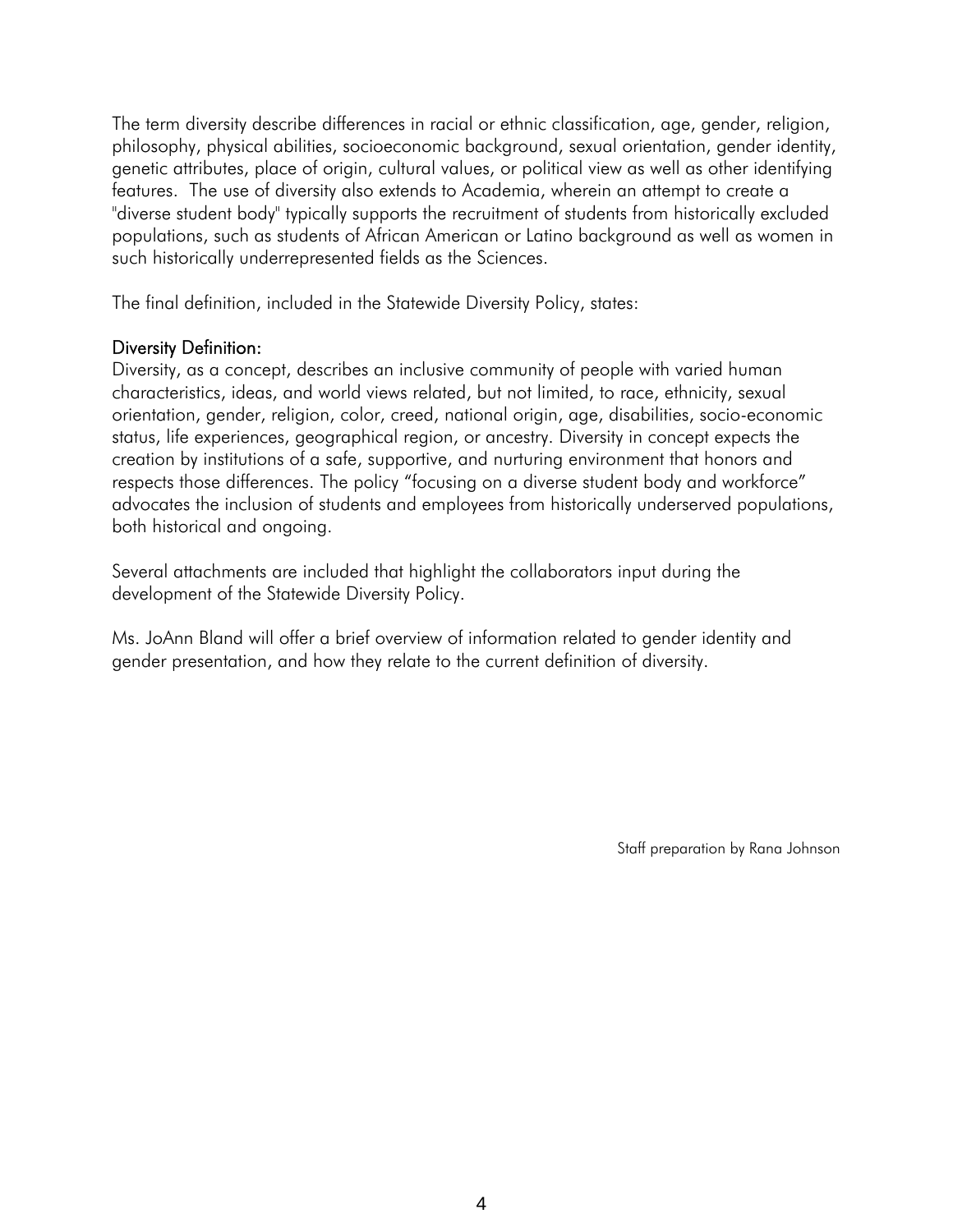The term diversity describe differences in racial or ethnic classification, age, gender, religion, philosophy, physical abilities, socioeconomic background, sexual orientation, gender identity, genetic attributes, place of origin, cultural values, or political view as well as other identifying features. The use of diversity also extends to Academia, wherein an attempt to create a "diverse student body" typically supports the recruitment of students from historically excluded populations, such as students of African American or Latino background as well as women in such historically underrepresented fields as the Sciences.

The final definition, included in the Statewide Diversity Policy, states:

Diversity Definition:
Diversity, as a concept, describes an inclusive community of people with varied human characteristics, ideas, and world views related, but not limited, to race, ethnicity, sexual orientation, gender, religion, color, creed, national origin, age, disabilities, socio-economic status, life experiences, geographical region, or ancestry. Diversity in concept expects the creation by institutions of a safe, supportive, and nurturing environment that honors and respects those differences. The policy "focusing on a diverse student body and workforce" advocates the inclusion of students and employees from historically underserved populations, both historical and ongoing.

Several attachments are included that highlight the collaborators input during the development of the Statewide Diversity Policy.

Ms. JoAnn Bland will offer a brief overview of information related to gender identity and gender presentation, and how they relate to the current definition of diversity.

Staff preparation by Rana Johnson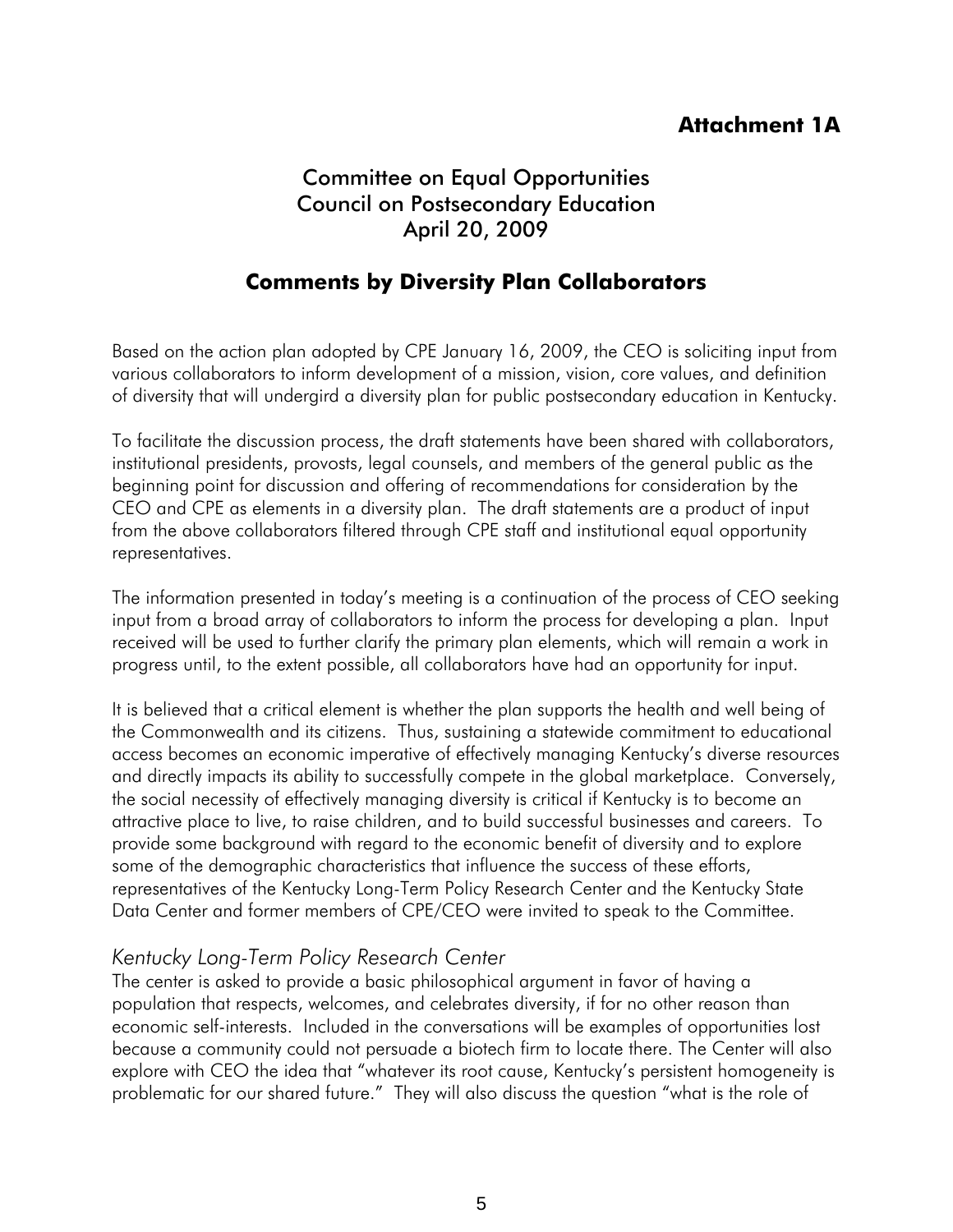**Attachment 1A**

# Committee on Equal Opportunities
# Council on Postsecondary Education
# April 20, 2009

## Comments by Diversity Plan Collaborators

Based on the action plan adopted by CPE January 16, 2009, the CEO is soliciting input from various collaborators to inform development of a mission, vision, core values, and definition of diversity that will undergird a diversity plan for public postsecondary education in Kentucky.

To facilitate the discussion process, the draft statements have been shared with collaborators, institutional presidents, provosts, legal counsels, and members of the general public as the beginning point for discussion and offering of recommendations for consideration by the CEO and CPE as elements in a diversity plan. The draft statements are a product of input from the above collaborators filtered through CPE staff and institutional equal opportunity representatives.

The information presented in today's meeting is a continuation of the process of CEO seeking input from a broad array of collaborators to inform the process for developing a plan. Input received will be used to further clarify the primary plan elements, which will remain a work in progress until, to the extent possible, all collaborators have had an opportunity for input.

It is believed that a critical element is whether the plan supports the health and well being of the Commonwealth and its citizens. Thus, sustaining a statewide commitment to educational access becomes an economic imperative of effectively managing Kentucky's diverse resources and directly impacts its ability to successfully compete in the global marketplace. Conversely, the social necessity of effectively managing diversity is critical if Kentucky is to become an attractive place to live, to raise children, and to build successful businesses and careers. To provide some background with regard to the economic benefit of diversity and to explore some of the demographic characteristics that influence the success of these efforts, representatives of the Kentucky Long-Term Policy Research Center and the Kentucky State Data Center and former members of CPE/CEO were invited to speak to the Committee.

### *Kentucky Long-Term Policy Research Center*

The center is asked to provide a basic philosophical argument in favor of having a population that respects, welcomes, and celebrates diversity, if for no other reason than economic self-interests. Included in the conversations will be examples of opportunities lost because a community could not persuade a biotech firm to locate there. The Center will also explore with CEO the idea that "whatever its root cause, Kentucky's persistent homogeneity is problematic for our shared future." They will also discuss the question "what is the role of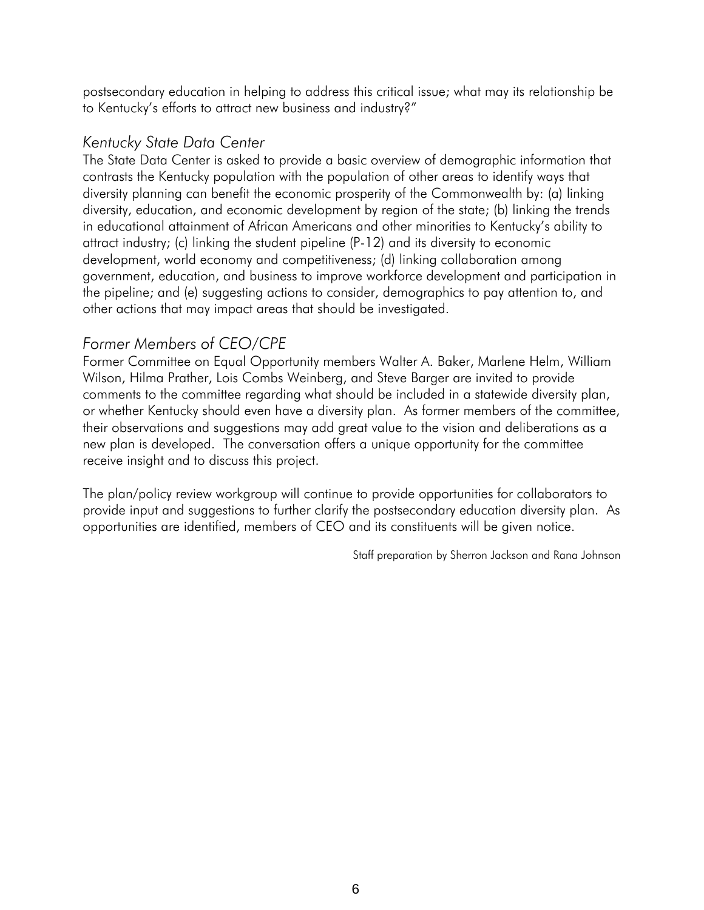postsecondary education in helping to address this critical issue; what may its relationship be to Kentucky's efforts to attract new business and industry?"

### *Kentucky State Data Center*

The State Data Center is asked to provide a basic overview of demographic information that contrasts the Kentucky population with the population of other areas to identify ways that diversity planning can benefit the economic prosperity of the Commonwealth by: (a) linking diversity, education, and economic development by region of the state; (b) linking the trends in educational attainment of African Americans and other minorities to Kentucky's ability to attract industry; (c) linking the student pipeline (P-12) and its diversity to economic development, world economy and competitiveness; (d) linking collaboration among government, education, and business to improve workforce development and participation in the pipeline; and (e) suggesting actions to consider, demographics to pay attention to, and other actions that may impact areas that should be investigated.

### *Former Members of CEO/CPE*

Former Committee on Equal Opportunity members Walter A. Baker, Marlene Helm, William Wilson, Hilma Prather, Lois Combs Weinberg, and Steve Barger are invited to provide comments to the committee regarding what should be included in a statewide diversity plan, or whether Kentucky should even have a diversity plan. As former members of the committee, their observations and suggestions may add great value to the vision and deliberations as a new plan is developed. The conversation offers a unique opportunity for the committee receive insight and to discuss this project.

The plan/policy review workgroup will continue to provide opportunities for collaborators to provide input and suggestions to further clarify the postsecondary education diversity plan. As opportunities are identified, members of CEO and its constituents will be given notice.

Staff preparation by Sherron Jackson and Rana Johnson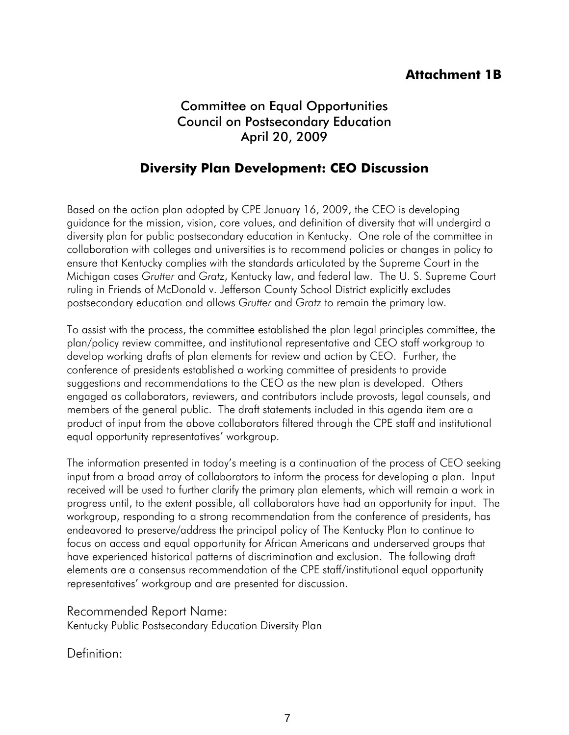**Attachment 1B**

Committee on Equal Opportunities
Council on Postsecondary Education
April 20, 2009

## Diversity Plan Development: CEO Discussion

Based on the action plan adopted by CPE January 16, 2009, the CEO is developing guidance for the mission, vision, core values, and definition of diversity that will undergird a diversity plan for public postsecondary education in Kentucky. One role of the committee in collaboration with colleges and universities is to recommend policies or changes in policy to ensure that Kentucky complies with the standards articulated by the Supreme Court in the Michigan cases *Grutter* and *Gratz*, Kentucky law, and federal law. The U. S. Supreme Court ruling in Friends of McDonald v. Jefferson County School District explicitly excludes postsecondary education and allows *Grutter* and *Gratz* to remain the primary law.

To assist with the process, the committee established the plan legal principles committee, the plan/policy review committee, and institutional representative and CEO staff workgroup to develop working drafts of plan elements for review and action by CEO. Further, the conference of presidents established a working committee of presidents to provide suggestions and recommendations to the CEO as the new plan is developed. Others engaged as collaborators, reviewers, and contributors include provosts, legal counsels, and members of the general public. The draft statements included in this agenda item are a product of input from the above collaborators filtered through the CPE staff and institutional equal opportunity representatives' workgroup.

The information presented in today's meeting is a continuation of the process of CEO seeking input from a broad array of collaborators to inform the process for developing a plan. Input received will be used to further clarify the primary plan elements, which will remain a work in progress until, to the extent possible, all collaborators have had an opportunity for input. The workgroup, responding to a strong recommendation from the conference of presidents, has endeavored to preserve/address the principal policy of The Kentucky Plan to continue to focus on access and equal opportunity for African Americans and underserved groups that have experienced historical patterns of discrimination and exclusion. The following draft elements are a consensus recommendation of the CPE staff/institutional equal opportunity representatives' workgroup and are presented for discussion.

Recommended Report Name:
Kentucky Public Postsecondary Education Diversity Plan

Definition: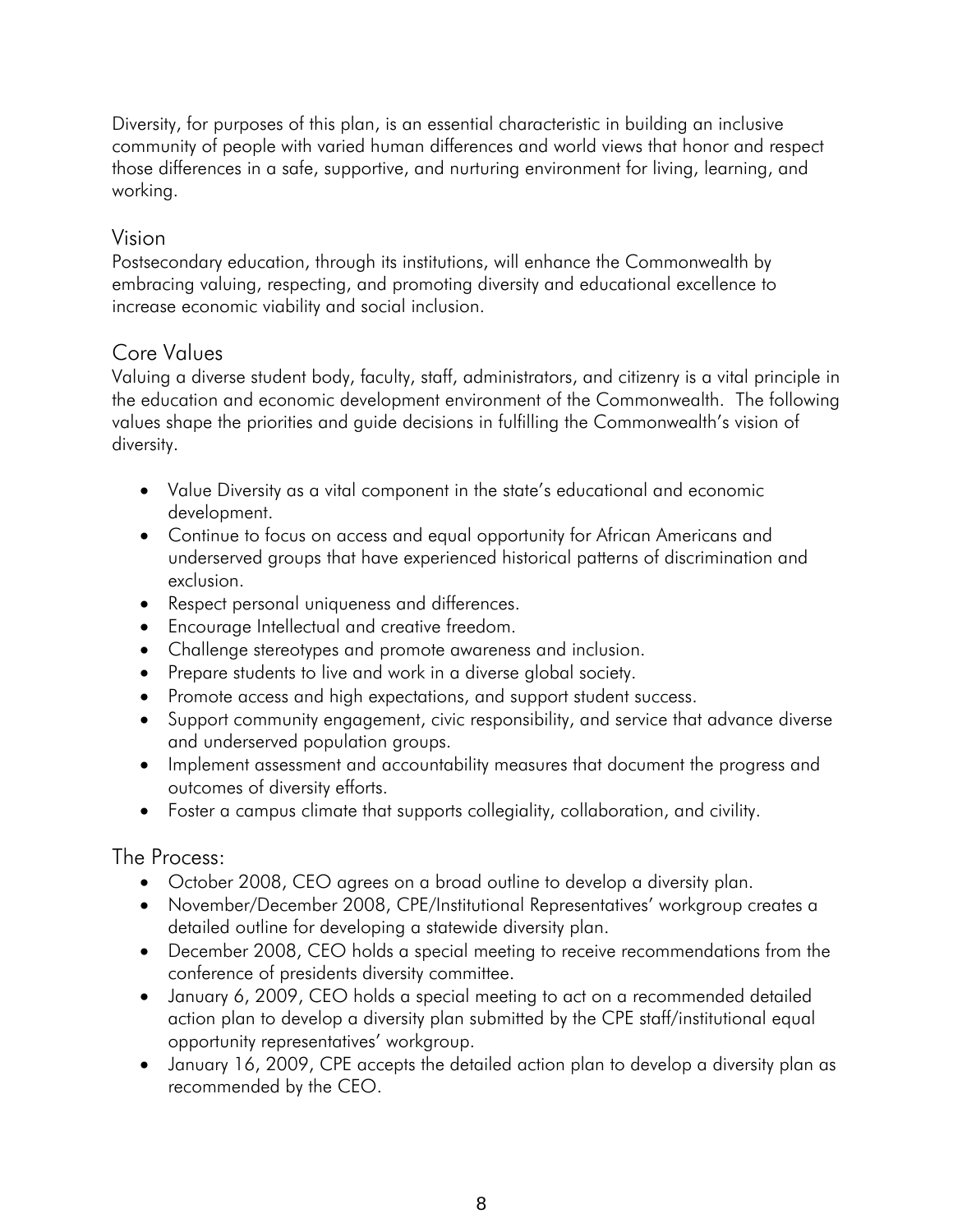Diversity, for purposes of this plan, is an essential characteristic in building an inclusive community of people with varied human differences and world views that honor and respect those differences in a safe, supportive, and nurturing environment for living, learning, and working.

## Vision

Postsecondary education, through its institutions, will enhance the Commonwealth by embracing valuing, respecting, and promoting diversity and educational excellence to increase economic viability and social inclusion.

## Core Values

Valuing a diverse student body, faculty, staff, administrators, and citizenry is a vital principle in the education and economic development environment of the Commonwealth. The following values shape the priorities and guide decisions in fulfilling the Commonwealth's vision of diversity.

- Value Diversity as a vital component in the state's educational and economic development.
- Continue to focus on access and equal opportunity for African Americans and underserved groups that have experienced historical patterns of discrimination and exclusion.
- Respect personal uniqueness and differences.
- Encourage Intellectual and creative freedom.
- Challenge stereotypes and promote awareness and inclusion.
- Prepare students to live and work in a diverse global society.
- Promote access and high expectations, and support student success.
- Support community engagement, civic responsibility, and service that advance diverse and underserved population groups.
- Implement assessment and accountability measures that document the progress and outcomes of diversity efforts.
- Foster a campus climate that supports collegiality, collaboration, and civility.

## The Process:

- October 2008, CEO agrees on a broad outline to develop a diversity plan.
- November/December 2008, CPE/Institutional Representatives' workgroup creates a detailed outline for developing a statewide diversity plan.
- December 2008, CEO holds a special meeting to receive recommendations from the conference of presidents diversity committee.
- January 6, 2009, CEO holds a special meeting to act on a recommended detailed action plan to develop a diversity plan submitted by the CPE staff/institutional equal opportunity representatives' workgroup.
- January 16, 2009, CPE accepts the detailed action plan to develop a diversity plan as recommended by the CEO.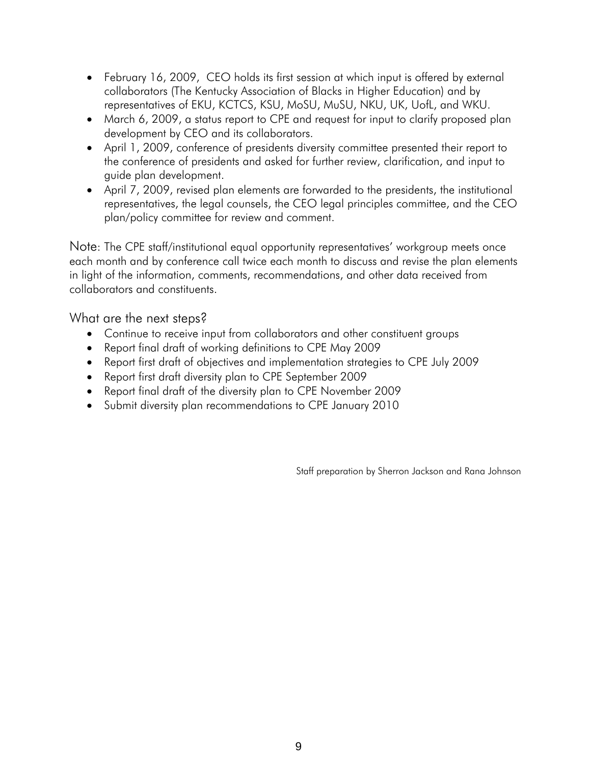- February 16, 2009, CEO holds its first session at which input is offered by external collaborators (The Kentucky Association of Blacks in Higher Education) and by representatives of EKU, KCTCS, KSU, MoSU, MuSU, NKU, UK, UofL, and WKU.
- March 6, 2009, a status report to CPE and request for input to clarify proposed plan development by CEO and its collaborators.
- April 1, 2009, conference of presidents diversity committee presented their report to the conference of presidents and asked for further review, clarification, and input to guide plan development.
- April 7, 2009, revised plan elements are forwarded to the presidents, the institutional representatives, the legal counsels, the CEO legal principles committee, and the CEO plan/policy committee for review and comment.

Note: The CPE staff/institutional equal opportunity representatives' workgroup meets once each month and by conference call twice each month to discuss and revise the plan elements in light of the information, comments, recommendations, and other data received from collaborators and constituents.

## What are the next steps?

- Continue to receive input from collaborators and other constituent groups
- Report final draft of working definitions to CPE May 2009
- Report first draft of objectives and implementation strategies to CPE July 2009
- Report first draft diversity plan to CPE September 2009
- Report final draft of the diversity plan to CPE November 2009
- Submit diversity plan recommendations to CPE January 2010

Staff preparation by Sherron Jackson and Rana Johnson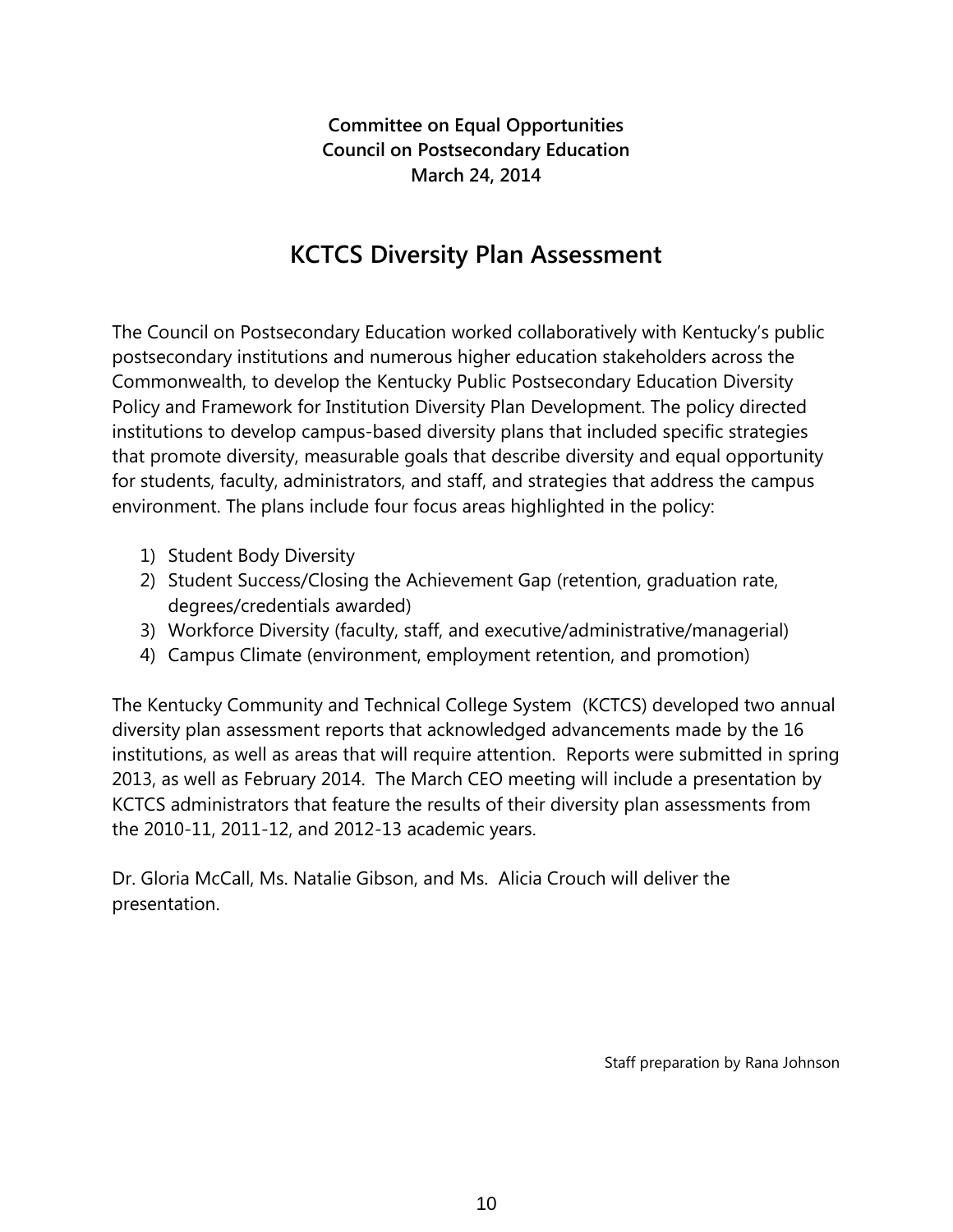**Committee on Equal Opportunities**
**Council on Postsecondary Education**
**March 24, 2014**

# KCTCS Diversity Plan Assessment

The Council on Postsecondary Education worked collaboratively with Kentucky's public postsecondary institutions and numerous higher education stakeholders across the Commonwealth, to develop the Kentucky Public Postsecondary Education Diversity Policy and Framework for Institution Diversity Plan Development. The policy directed institutions to develop campus-based diversity plans that included specific strategies that promote diversity, measurable goals that describe diversity and equal opportunity for students, faculty, administrators, and staff, and strategies that address the campus environment. The plans include four focus areas highlighted in the policy:

1) Student Body Diversity
2) Student Success/Closing the Achievement Gap (retention, graduation rate, degrees/credentials awarded)
3) Workforce Diversity (faculty, staff, and executive/administrative/managerial)
4) Campus Climate (environment, employment retention, and promotion)

The Kentucky Community and Technical College System (KCTCS) developed two annual diversity plan assessment reports that acknowledged advancements made by the 16 institutions, as well as areas that will require attention. Reports were submitted in spring 2013, as well as February 2014. The March CEO meeting will include a presentation by KCTCS administrators that feature the results of their diversity plan assessments from the 2010-11, 2011-12, and 2012-13 academic years.

Dr. Gloria McCall, Ms. Natalie Gibson, and Ms. Alicia Crouch will deliver the presentation.

Staff preparation by Rana Johnson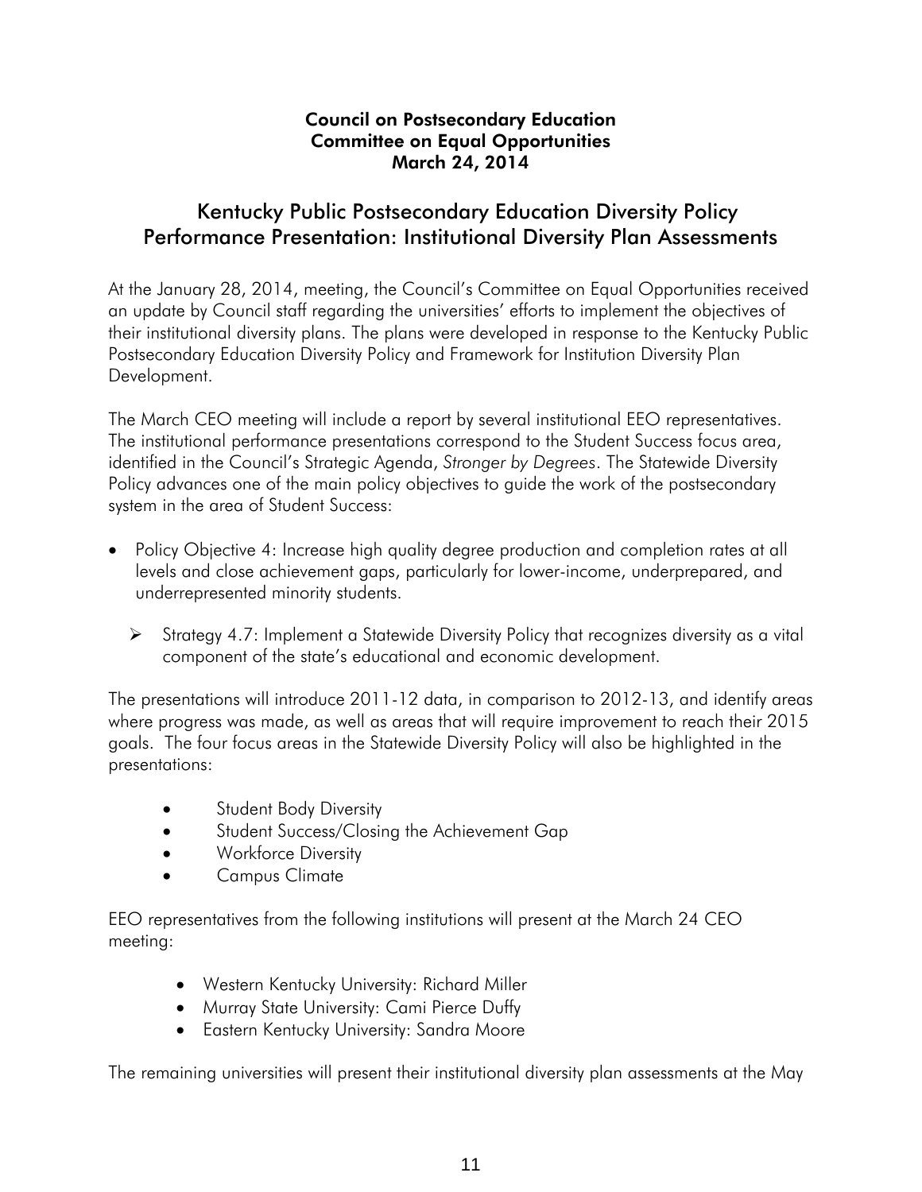**Council on Postsecondary Education**
**Committee on Equal Opportunities**
**March 24, 2014**

## Kentucky Public Postsecondary Education Diversity Policy Performance Presentation: Institutional Diversity Plan Assessments

At the January 28, 2014, meeting, the Council's Committee on Equal Opportunities received an update by Council staff regarding the universities' efforts to implement the objectives of their institutional diversity plans. The plans were developed in response to the Kentucky Public Postsecondary Education Diversity Policy and Framework for Institution Diversity Plan Development.

The March CEO meeting will include a report by several institutional EEO representatives. The institutional performance presentations correspond to the Student Success focus area, identified in the Council's Strategic Agenda, *Stronger by Degrees*. The Statewide Diversity Policy advances one of the main policy objectives to guide the work of the postsecondary system in the area of Student Success:

- Policy Objective 4: Increase high quality degree production and completion rates at all levels and close achievement gaps, particularly for lower-income, underprepared, and underrepresented minority students.
  - Strategy 4.7: Implement a Statewide Diversity Policy that recognizes diversity as a vital component of the state's educational and economic development.

The presentations will introduce 2011-12 data, in comparison to 2012-13, and identify areas where progress was made, as well as areas that will require improvement to reach their 2015 goals. The four focus areas in the Statewide Diversity Policy will also be highlighted in the presentations:

- Student Body Diversity
- Student Success/Closing the Achievement Gap
- Workforce Diversity
- Campus Climate

EEO representatives from the following institutions will present at the March 24 CEO meeting:

- Western Kentucky University: Richard Miller
- Murray State University: Cami Pierce Duffy
- Eastern Kentucky University: Sandra Moore

The remaining universities will present their institutional diversity plan assessments at the May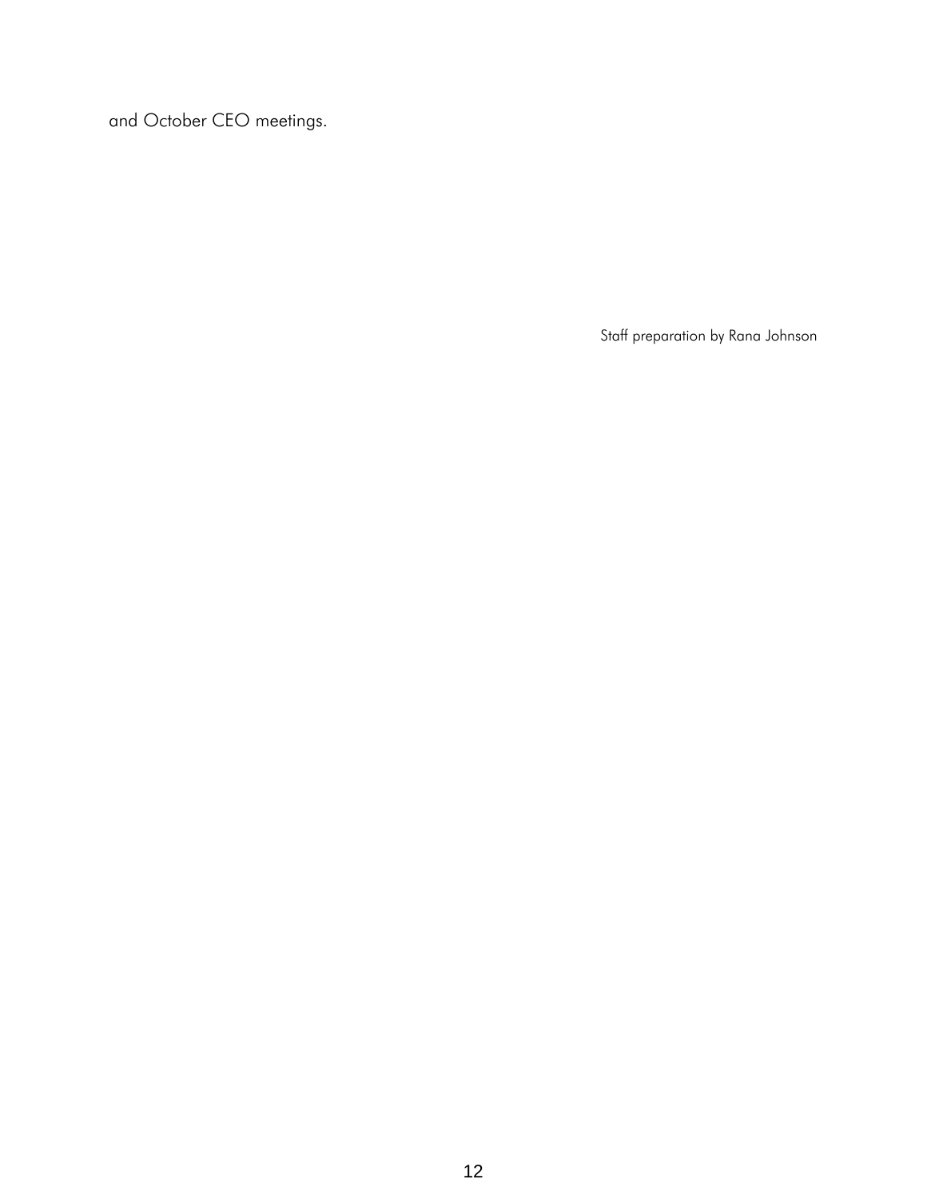and October CEO meetings.

Staff preparation by Rana Johnson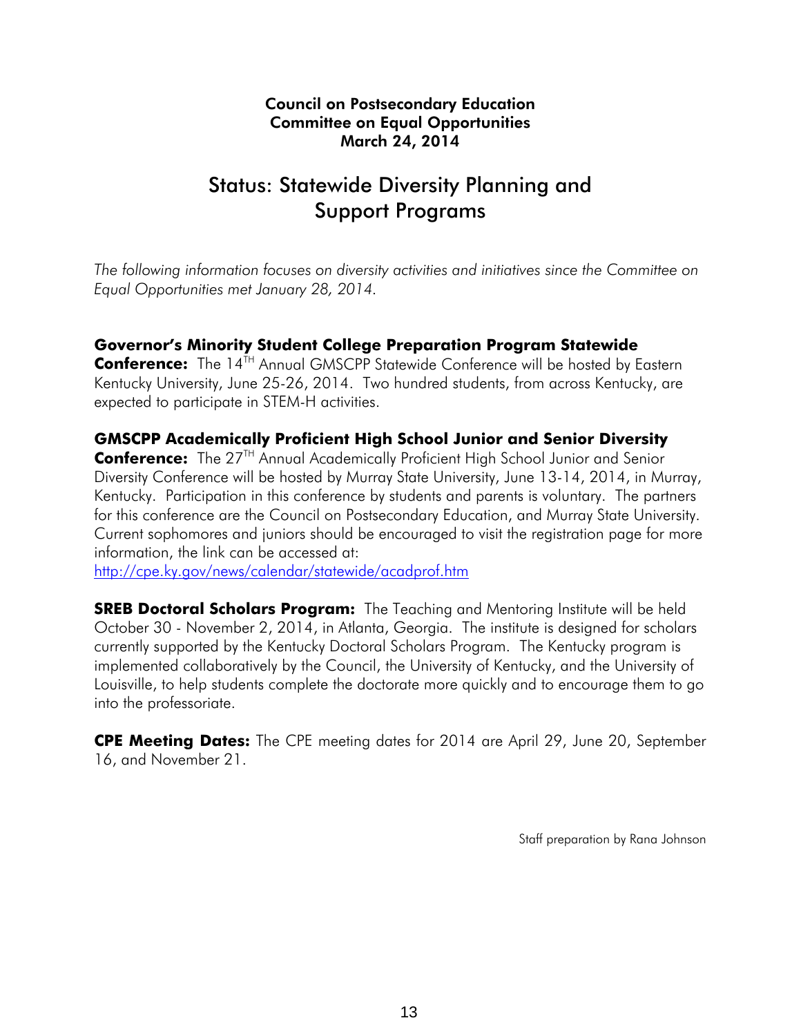**Council on Postsecondary Education**
**Committee on Equal Opportunities**
**March 24, 2014**

# Status: Statewide Diversity Planning and Support Programs

*The following information focuses on diversity activities and initiatives since the Committee on Equal Opportunities met January 28, 2014.*

**Governor's Minority Student College Preparation Program Statewide Conference:** The 14[TH] Annual GMSCPP Statewide Conference will be hosted by Eastern Kentucky University, June 25-26, 2014. Two hundred students, from across Kentucky, are expected to participate in STEM-H activities.

**GMSCPP Academically Proficient High School Junior and Senior Diversity Conference:** The 27[TH] Annual Academically Proficient High School Junior and Senior Diversity Conference will be hosted by Murray State University, June 13-14, 2014, in Murray, Kentucky. Participation in this conference by students and parents is voluntary. The partners for this conference are the Council on Postsecondary Education, and Murray State University. Current sophomores and juniors should be encouraged to visit the registration page for more information, the link can be accessed at: http://cpe.ky.gov/news/calendar/statewide/acadprof.htm

**SREB Doctoral Scholars Program:** The Teaching and Mentoring Institute will be held October 30 - November 2, 2014, in Atlanta, Georgia. The institute is designed for scholars currently supported by the Kentucky Doctoral Scholars Program. The Kentucky program is implemented collaboratively by the Council, the University of Kentucky, and the University of Louisville, to help students complete the doctorate more quickly and to encourage them to go into the professoriate.

**CPE Meeting Dates:** The CPE meeting dates for 2014 are April 29, June 20, September 16, and November 21.

Staff preparation by Rana Johnson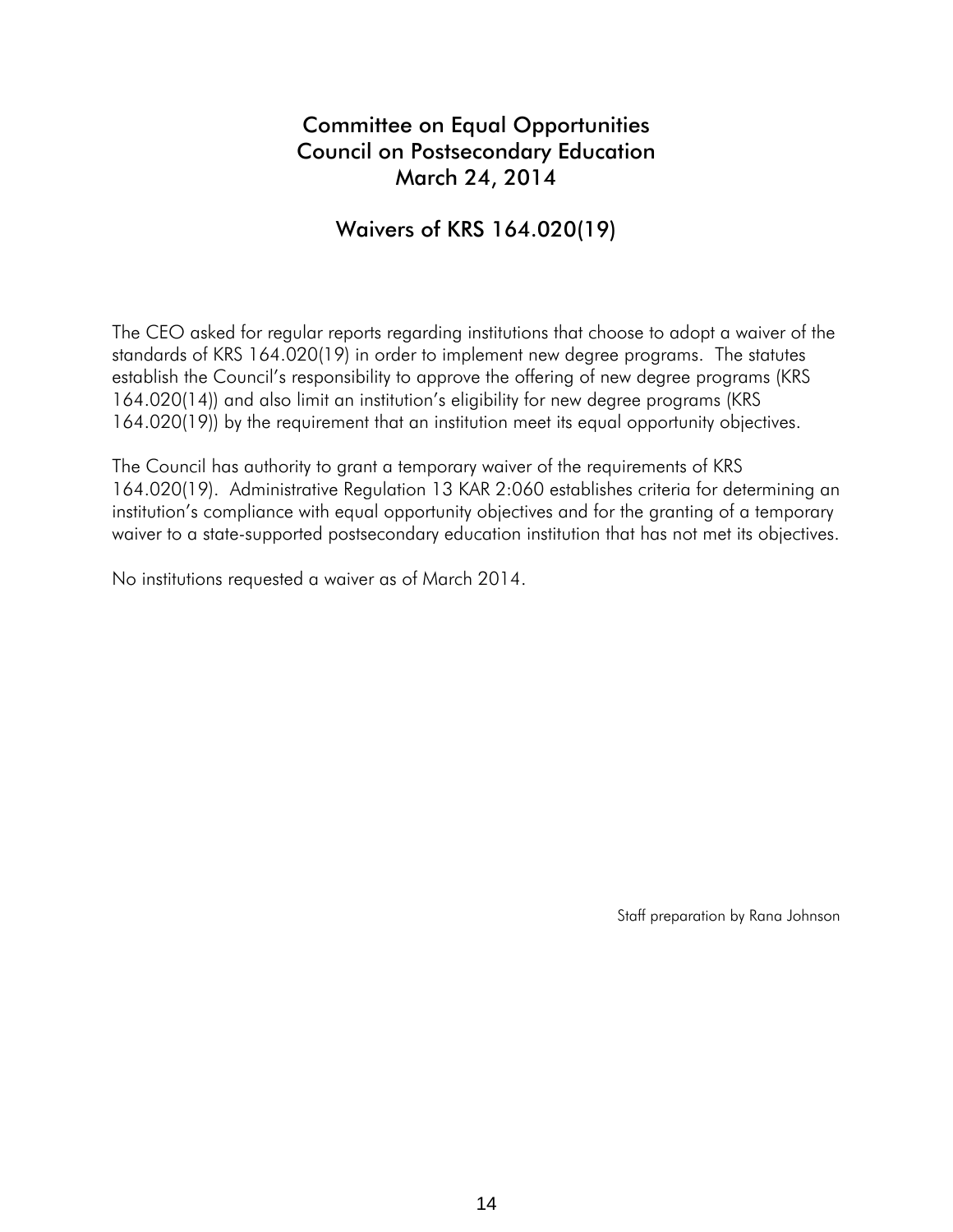# Committee on Equal Opportunities
# Council on Postsecondary Education
# March 24, 2014

## Waivers of KRS 164.020(19)

The CEO asked for regular reports regarding institutions that choose to adopt a waiver of the standards of KRS 164.020(19) in order to implement new degree programs. The statutes establish the Council's responsibility to approve the offering of new degree programs (KRS 164.020(14)) and also limit an institution's eligibility for new degree programs (KRS 164.020(19)) by the requirement that an institution meet its equal opportunity objectives.

The Council has authority to grant a temporary waiver of the requirements of KRS 164.020(19). Administrative Regulation 13 KAR 2:060 establishes criteria for determining an institution's compliance with equal opportunity objectives and for the granting of a temporary waiver to a state-supported postsecondary education institution that has not met its objectives.

No institutions requested a waiver as of March 2014.

Staff preparation by Rana Johnson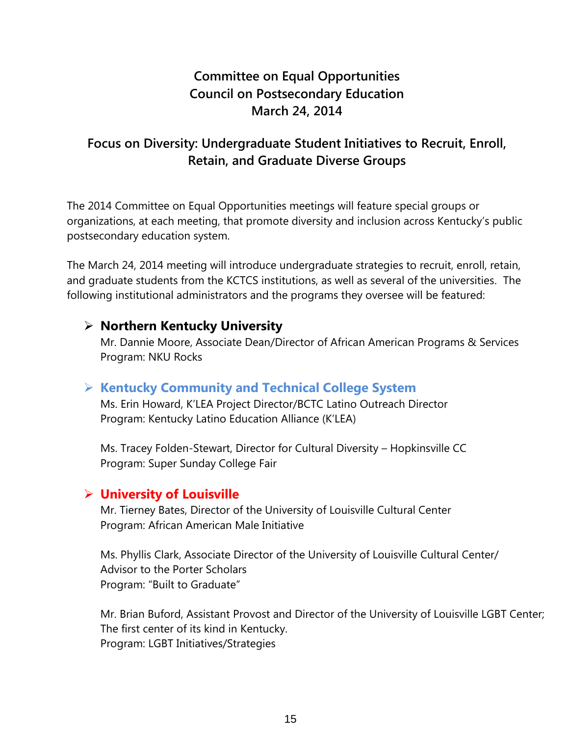# Committee on Equal Opportunities
# Council on Postsecondary Education
# March 24, 2014

## Focus on Diversity: Undergraduate Student Initiatives to Recruit, Enroll, Retain, and Graduate Diverse Groups

The 2014 Committee on Equal Opportunities meetings will feature special groups or organizations, at each meeting, that promote diversity and inclusion across Kentucky's public postsecondary education system.

The March 24, 2014 meeting will introduce undergraduate strategies to recruit, enroll, retain, and graduate students from the KCTCS institutions, as well as several of the universities. The following institutional administrators and the programs they oversee will be featured:

- **Northern Kentucky University**
  Mr. Dannie Moore, Associate Dean/Director of African American Programs & Services
  Program: NKU Rocks

- **Kentucky Community and Technical College System**
  Ms. Erin Howard, K'LEA Project Director/BCTC Latino Outreach Director
  Program: Kentucky Latino Education Alliance (K'LEA)

  Ms. Tracey Folden-Stewart, Director for Cultural Diversity – Hopkinsville CC
  Program: Super Sunday College Fair

- **University of Louisville**
  Mr. Tierney Bates, Director of the University of Louisville Cultural Center
  Program: African American Male Initiative

  Ms. Phyllis Clark, Associate Director of the University of Louisville Cultural Center/
  Advisor to the Porter Scholars
  Program: "Built to Graduate"

  Mr. Brian Buford, Assistant Provost and Director of the University of Louisville LGBT Center;
  The first center of its kind in Kentucky.
  Program: LGBT Initiatives/Strategies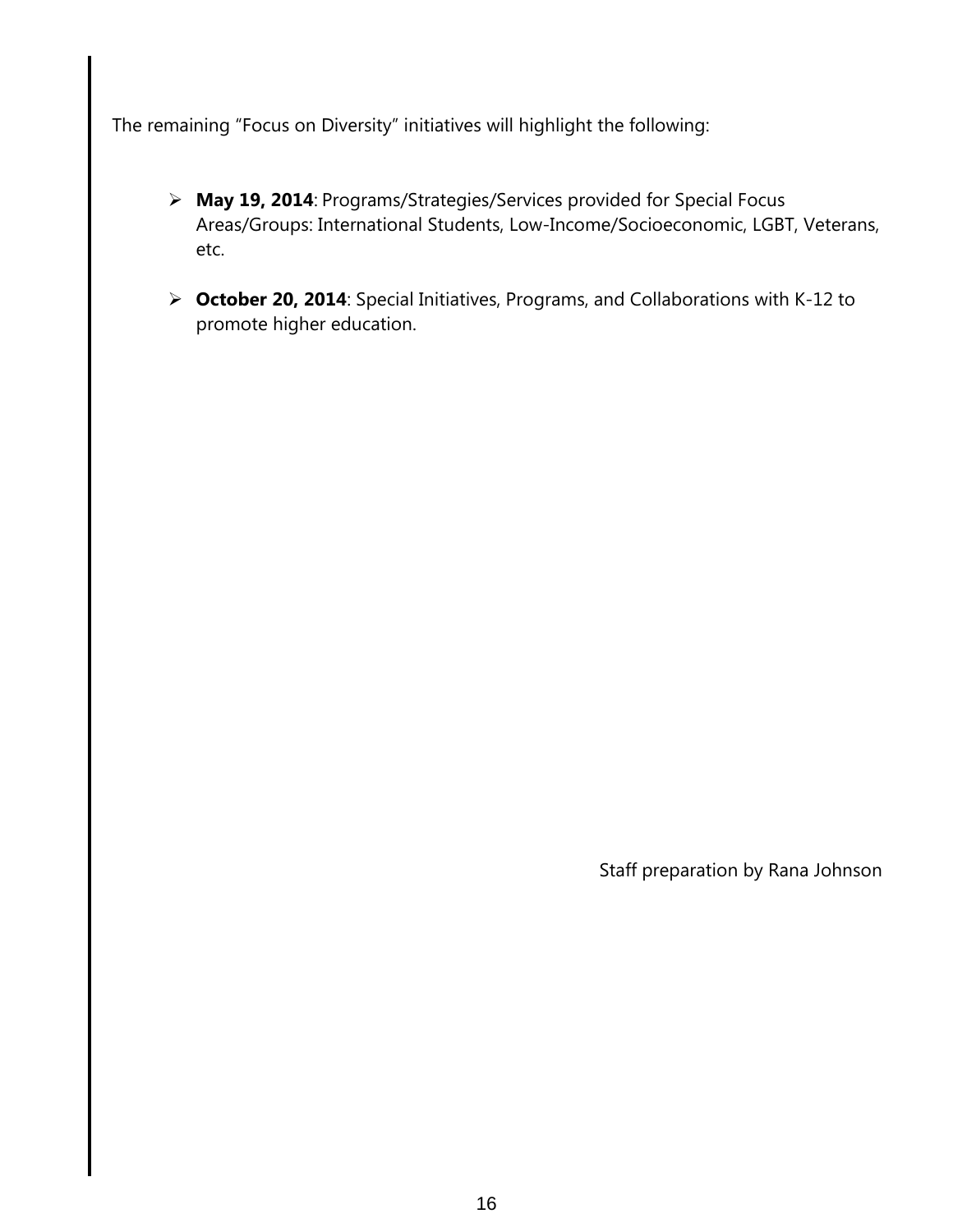The remaining "Focus on Diversity" initiatives will highlight the following:

- **May 19, 2014**: Programs/Strategies/Services provided for Special Focus Areas/Groups: International Students, Low-Income/Socioeconomic, LGBT, Veterans, etc.
- **October 20, 2014**: Special Initiatives, Programs, and Collaborations with K-12 to promote higher education.

Staff preparation by Rana Johnson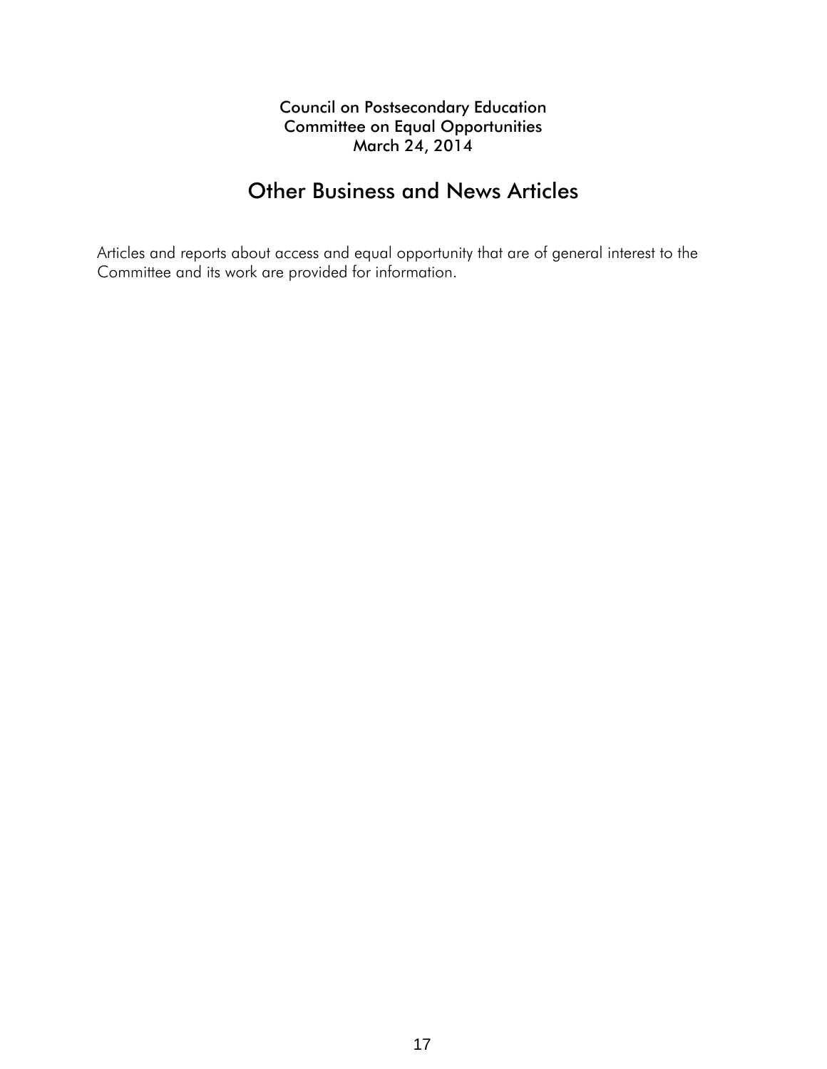Council on Postsecondary Education
Committee on Equal Opportunities
March 24, 2014

# Other Business and News Articles

Articles and reports about access and equal opportunity that are of general interest to the Committee and its work are provided for information.